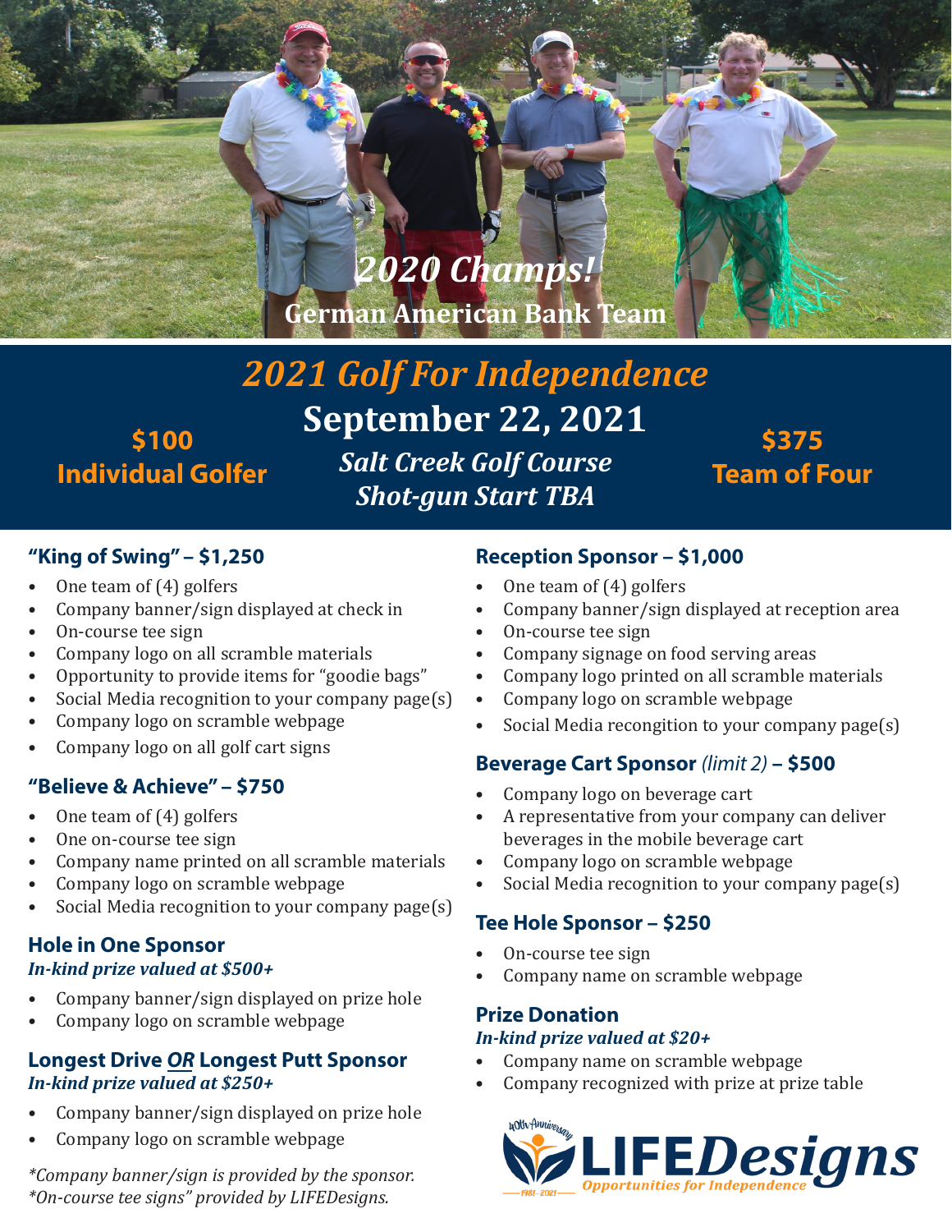2020 Champs!

German American Bank Team

# 2021 Golf For Independence

## September 22, 2021

*Salt Creek Golf Course*
*Shot-gun Start TBA*

**$100 Individual Golfer**

**$375 Team of Four**

### "King of Swing" – $1,250

- One team of (4) golfers
- Company banner/sign displayed at check in
- On-course tee sign
- Company logo on all scramble materials
- Opportunity to provide items for "goodie bags"
- Social Media recognition to your company page(s)
- Company logo on scramble webpage
- Company logo on all golf cart signs

### "Believe & Achieve" – $750

- One team of (4) golfers
- One on-course tee sign
- Company name printed on all scramble materials
- Company logo on scramble webpage
- Social Media recognition to your company page(s)

### Hole in One Sponsor

***In-kind prize valued at $500+***

- Company banner/sign displayed on prize hole
- Company logo on scramble webpage

### Longest Drive *OR* Longest Putt Sponsor

***In-kind prize valued at $250+***

- Company banner/sign displayed on prize hole
- Company logo on scramble webpage

*\*Company banner/sign is provided by the sponsor.*
*\*On-course tee signs" provided by LIFEDesigns.*

### Reception Sponsor – $1,000

- One team of (4) golfers
- Company banner/sign displayed at reception area
- On-course tee sign
- Company signage on food serving areas
- Company logo printed on all scramble materials
- Company logo on scramble webpage
- Social Media recongition to your company page(s)

### Beverage Cart Sponsor *(limit 2)* – $500

- Company logo on beverage cart
- A representative from your company can deliver beverages in the mobile beverage cart
- Company logo on scramble webpage
- Social Media recognition to your company page(s)

### Tee Hole Sponsor – $250

- On-course tee sign
- Company name on scramble webpage

### Prize Donation

***In-kind prize valued at $20+***

- Company name on scramble webpage
- Company recognized with prize at prize table

40th Anniversary 1981–2021 LIFEDesigns *Opportunities for Independence*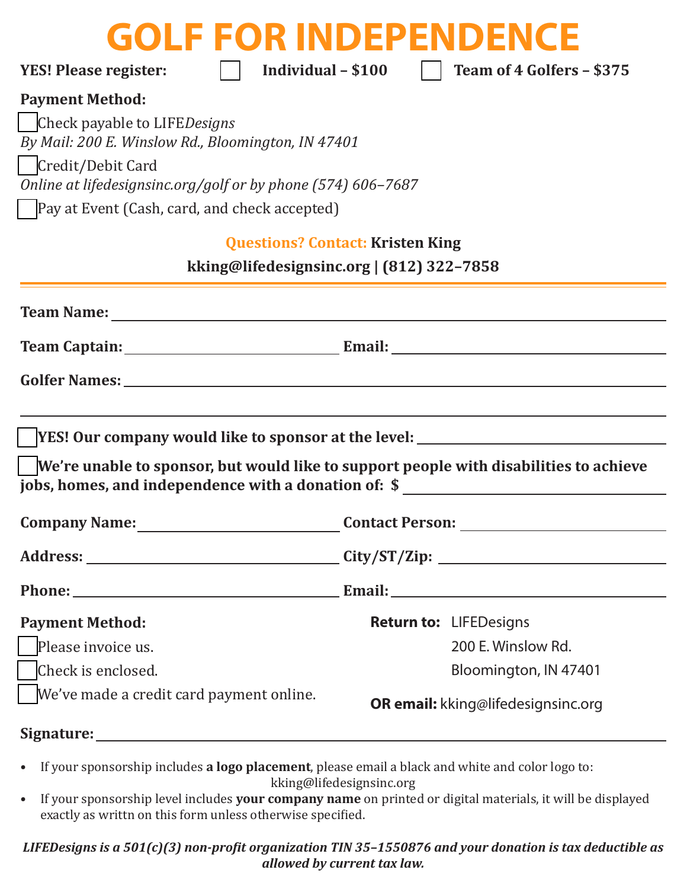# GOLF FOR INDEPENDENCE

**YES! Please register:** ☐ **Individual – $100** ☐ **Team of 4 Golfers – $375**

**Payment Method:**

☐ Check payable to LIFE*Designs*
*By Mail: 200 E. Winslow Rd., Bloomington, IN 47401*

☐ Credit/Debit Card
*Online at lifedesignsinc.org/golf or by phone (574) 606–7687*

☐ Pay at Event (Cash, card, and check accepted)

**Questions? Contact: Kristen King**
**kking@lifedesignsinc.org | (812) 322–7858**

---

**Team Name:** ______________________________

**Team Captain:** ______________________ **Email:** ______________________

**Golfer Names:** ______________________________

______________________________

☐ **YES! Our company would like to sponsor at the level:** ______________________

☐ **We're unable to sponsor, but would like to support people with disabilities to achieve jobs, homes, and independence with a donation of: $** ______________________

**Company Name:** ______________________ **Contact Person:** ______________________

**Address:** ______________________ **City/ST/Zip:** ______________________

**Phone:** ______________________ **Email:** ______________________

**Payment Method:**

☐ Please invoice us.

☐ Check is enclosed.

☐ We've made a credit card payment online.

**Return to:** LIFEDesigns
200 E. Winslow Rd.
Bloomington, IN 47401

**OR email:** kking@lifedesignsinc.org

**Signature:** ______________________________

- If your sponsorship includes **a logo placement**, please email a black and white and color logo to: kking@lifedesignsinc.org
- If your sponsorship level includes **your company name** on printed or digital materials, it will be displayed exactly as writtn on this form unless otherwise specified.

***LIFEDesigns is a 501(c)(3) non-profit organization TIN 35–1550876 and your donation is tax deductible as allowed by current tax law.***